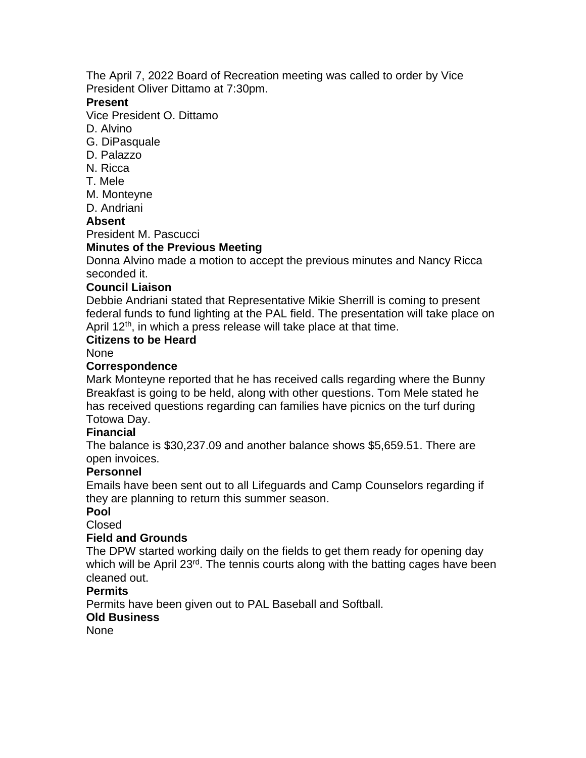The April 7, 2022 Board of Recreation meeting was called to order by Vice President Oliver Dittamo at 7:30pm.

**Present**

Vice President O. Dittamo
D. Alvino
G. DiPasquale
D. Palazzo
N. Ricca
T. Mele
M. Monteyne
D. Andriani

**Absent**

President M. Pascucci

**Minutes of the Previous Meeting**

Donna Alvino made a motion to accept the previous minutes and Nancy Ricca seconded it.

**Council Liaison**

Debbie Andriani stated that Representative Mikie Sherrill is coming to present federal funds to fund lighting at the PAL field. The presentation will take place on April 12th, in which a press release will take place at that time.

**Citizens to be Heard**

None

**Correspondence**

Mark Monteyne reported that he has received calls regarding where the Bunny Breakfast is going to be held, along with other questions. Tom Mele stated he has received questions regarding can families have picnics on the turf during Totowa Day.

**Financial**

The balance is $30,237.09 and another balance shows $5,659.51. There are open invoices.

**Personnel**

Emails have been sent out to all Lifeguards and Camp Counselors regarding if they are planning to return this summer season.

**Pool**

Closed

**Field and Grounds**

The DPW started working daily on the fields to get them ready for opening day which will be April 23rd. The tennis courts along with the batting cages have been cleaned out.

**Permits**

Permits have been given out to PAL Baseball and Softball.

**Old Business**

None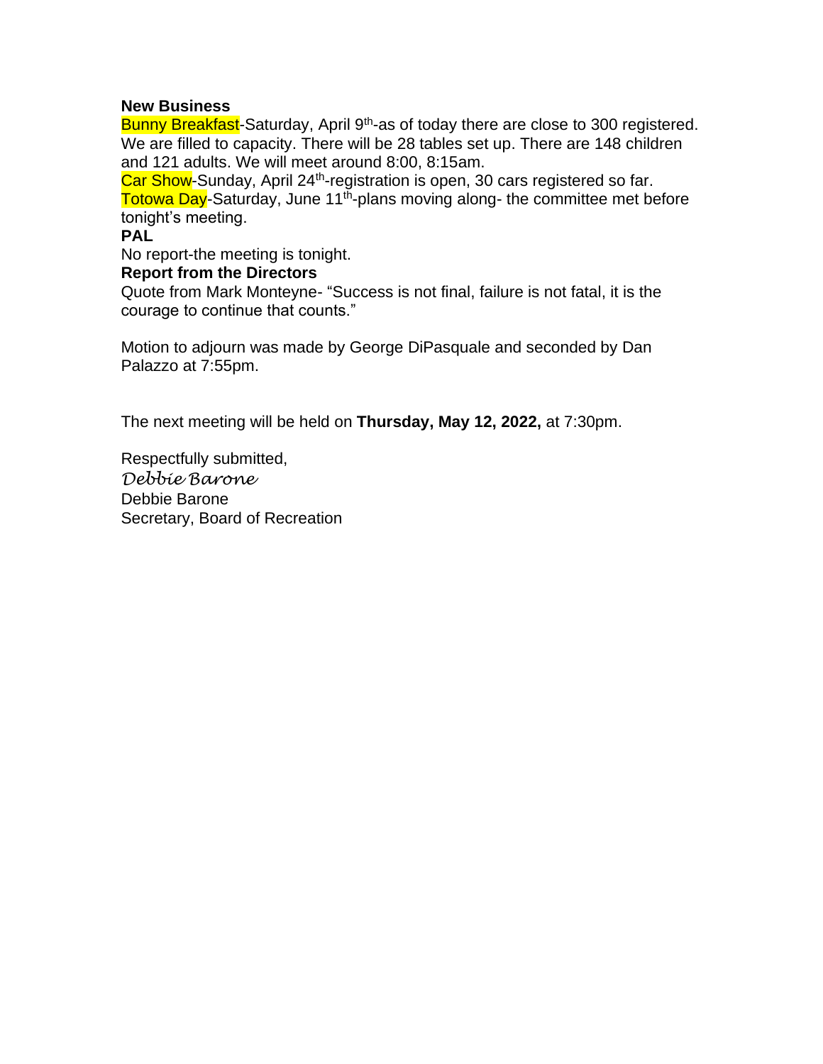**New Business**

Bunny Breakfast-Saturday, April 9th-as of today there are close to 300 registered. We are filled to capacity. There will be 28 tables set up. There are 148 children and 121 adults. We will meet around 8:00, 8:15am.

Car Show-Sunday, April 24th-registration is open, 30 cars registered so far.

Totowa Day-Saturday, June 11th-plans moving along- the committee met before tonight's meeting.

**PAL**

No report-the meeting is tonight.

**Report from the Directors**

Quote from Mark Monteyne- "Success is not final, failure is not fatal, it is the courage to continue that counts."

Motion to adjourn was made by George DiPasquale and seconded by Dan Palazzo at 7:55pm.

The next meeting will be held on **Thursday, May 12, 2022,** at 7:30pm.

Respectfully submitted,

*Debbie Barone*

Debbie Barone

Secretary, Board of Recreation